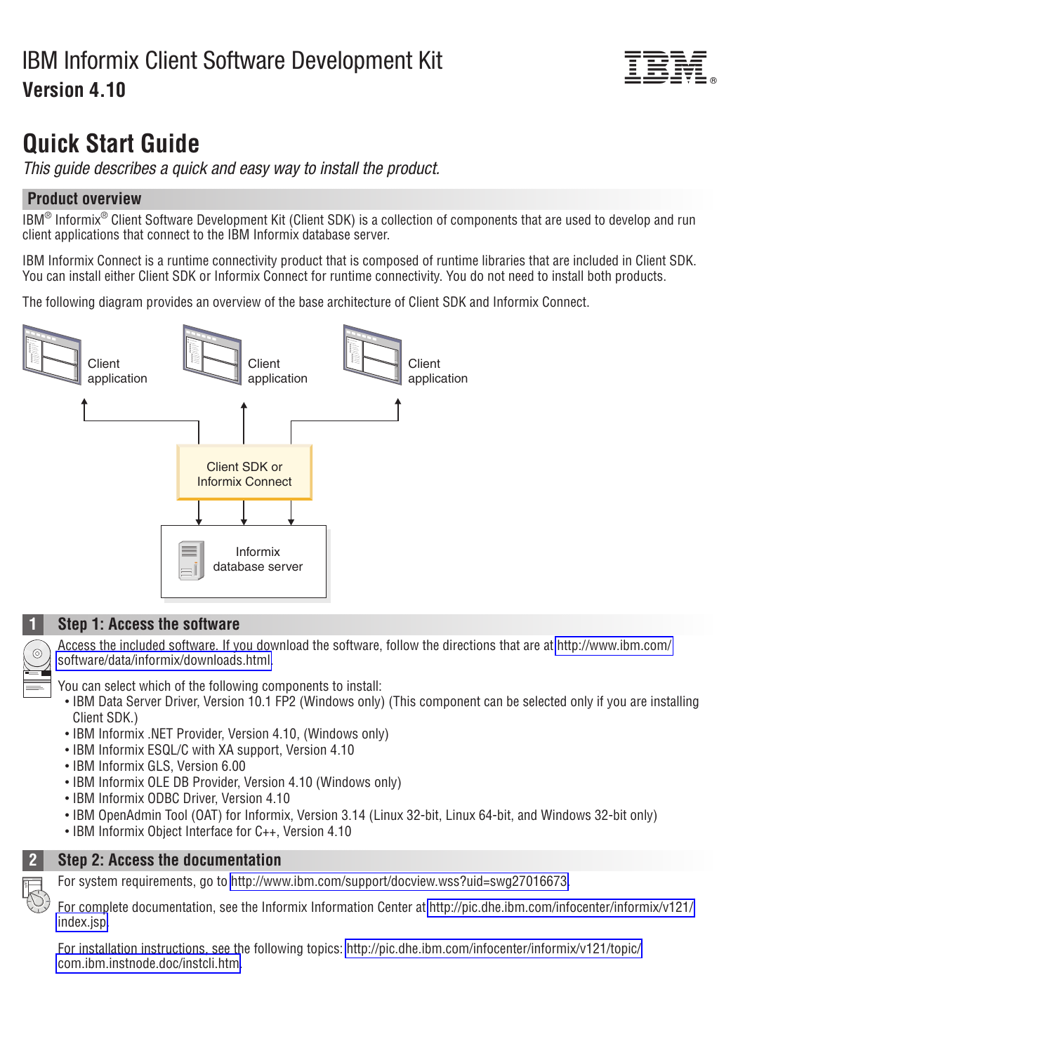# IBM Informix Client Software Development Kit

**Version 4.10**

## Quick Start Guide

*This guide describes a quick and easy way to install the product.*

### Product overview

IBM® Informix® Client Software Development Kit (Client SDK) is a collection of components that are used to develop and run client applications that connect to the IBM Informix database server.

IBM Informix Connect is a runtime connectivity product that is composed of runtime libraries that are included in Client SDK. You can install either Client SDK or Informix Connect for runtime connectivity. You do not need to install both products.

The following diagram provides an overview of the base architecture of Client SDK and Informix Connect.

Client application | Client application | Client application

Client SDK or Informix Connect

Informix database server

### 1 Step 1: Access the software

Access the included software. If you download the software, follow the directions that are at http://www.ibm.com/software/data/informix/downloads.html.

You can select which of the following components to install:

- IBM Data Server Driver, Version 10.1 FP2 (Windows only) (This component can be selected only if you are installing Client SDK.)
- IBM Informix .NET Provider, Version 4.10, (Windows only)
- IBM Informix ESQL/C with XA support, Version 4.10
- IBM Informix GLS, Version 6.00
- IBM Informix OLE DB Provider, Version 4.10 (Windows only)
- IBM Informix ODBC Driver, Version 4.10
- IBM OpenAdmin Tool (OAT) for Informix, Version 3.14 (Linux 32-bit, Linux 64-bit, and Windows 32-bit only)
- IBM Informix Object Interface for C++, Version 4.10

### 2 Step 2: Access the documentation

For system requirements, go to http://www.ibm.com/support/docview.wss?uid=swg27016673.

For complete documentation, see the Informix Information Center at http://pic.dhe.ibm.com/infocenter/informix/v121/index.jsp.

For installation instructions, see the following topics: http://pic.dhe.ibm.com/infocenter/informix/v121/topic/com.ibm.instnode.doc/instcli.htm.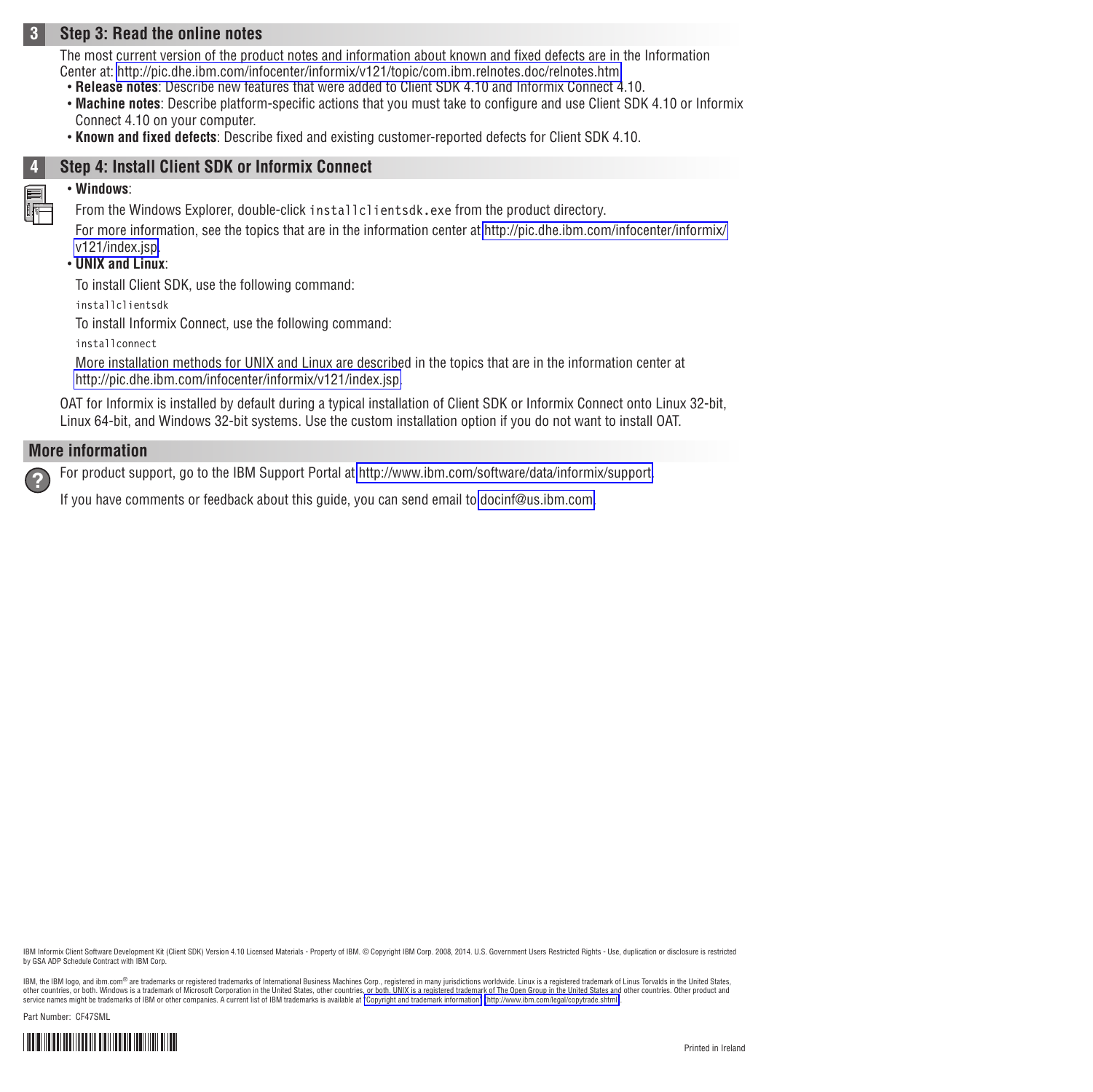## 3 Step 3: Read the online notes

The most current version of the product notes and information about known and fixed defects are in the Information Center at: http://pic.dhe.ibm.com/infocenter/informix/v121/topic/com.ibm.relnotes.doc/relnotes.htm

- **Release notes**: Describe new features that were added to Client SDK 4.10 and Informix Connect 4.10.
- **Machine notes**: Describe platform-specific actions that you must take to configure and use Client SDK 4.10 or Informix Connect 4.10 on your computer.
- **Known and fixed defects**: Describe fixed and existing customer-reported defects for Client SDK 4.10.

## 4 Step 4: Install Client SDK or Informix Connect

- **Windows**:

  From the Windows Explorer, double-click `installclientsdk.exe` from the product directory.

  For more information, see the topics that are in the information center at http://pic.dhe.ibm.com/infocenter/informix/v121/index.jsp.

- **UNIX and Linux**:

  To install Client SDK, use the following command:

  ```
  installclientsdk
  ```

  To install Informix Connect, use the following command:

  ```
  installconnect
  ```

  More installation methods for UNIX and Linux are described in the topics that are in the information center at http://pic.dhe.ibm.com/infocenter/informix/v121/index.jsp.

OAT for Informix is installed by default during a typical installation of Client SDK or Informix Connect onto Linux 32-bit, Linux 64-bit, and Windows 32-bit systems. Use the custom installation option if you do not want to install OAT.

## More information

For product support, go to the IBM Support Portal at http://www.ibm.com/software/data/informix/support.

If you have comments or feedback about this guide, you can send email to docinf@us.ibm.com.

IBM Informix Client Software Development Kit (Client SDK) Version 4.10 Licensed Materials - Property of IBM. © Copyright IBM Corp. 2008, 2014. U.S. Government Users Restricted Rights - Use, duplication or disclosure is restricted by GSA ADP Schedule Contract with IBM Corp.

IBM, the IBM logo, and ibm.com® are trademarks or registered trademarks of International Business Machines Corp., registered in many jurisdictions worldwide. Linux is a registered trademark of Linus Torvalds in the United States, other countries, or both. Windows is a trademark of Microsoft Corporation in the United States, other countries, or both. UNIX is a registered trademark of The Open Group in the United States and other countries. Other product and service names might be trademarks of IBM or other companies. A current list of IBM trademarks is available at "Copyright and trademark information" (http://www.ibm.com/legal/copytrade.shtml).

Part Number: CF47SML

Printed in Ireland